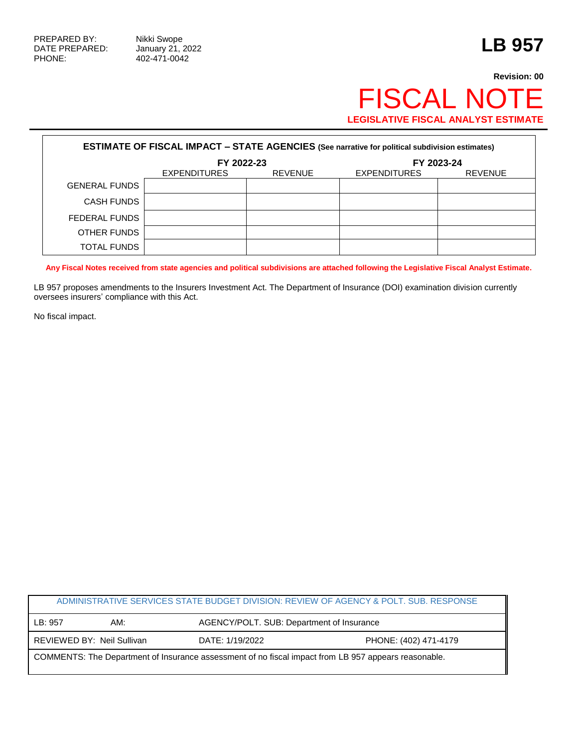PREPARED BY: Nikki Swope
DATE PREPARED: January 21, 2022
PHONE: 402-471-0042

# LB 957

**Revision: 00**

# FISCAL NOTE

**LEGISLATIVE FISCAL ANALYST ESTIMATE**

**ESTIMATE OF FISCAL IMPACT – STATE AGENCIES (See narrative for political subdivision estimates)**

| | FY 2022-23 | | FY 2023-24 | |
|---|---|---|---|---|
| | EXPENDITURES | REVENUE | EXPENDITURES | REVENUE |
| GENERAL FUNDS | | | | |
| CASH FUNDS | | | | |
| FEDERAL FUNDS | | | | |
| OTHER FUNDS | | | | |
| TOTAL FUNDS | | | | |

**Any Fiscal Notes received from state agencies and political subdivisions are attached following the Legislative Fiscal Analyst Estimate.**

LB 957 proposes amendments to the Insurers Investment Act. The Department of Insurance (DOI) examination division currently oversees insurers' compliance with this Act.

No fiscal impact.

| ADMINISTRATIVE SERVICES STATE BUDGET DIVISION: REVIEW OF AGENCY & POLT. SUB. RESPONSE | | | |
|---|---|---|---|
| LB: 957 | AM: | AGENCY/POLT. SUB: Department of Insurance | |
| REVIEWED BY: Neil Sullivan | | DATE: 1/19/2022 | PHONE: (402) 471-4179 |
| COMMENTS: The Department of Insurance assessment of no fiscal impact from LB 957 appears reasonable. | | | |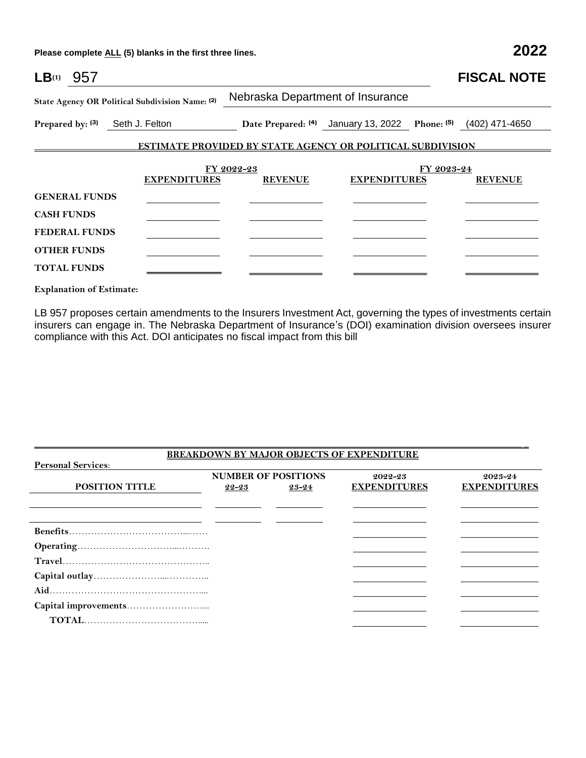Please complete ALL (5) blanks in the first three lines. **2022**

**LB(1)** 957 **FISCAL NOTE**

**State Agency OR Political Subdivision Name: (2)** Nebraska Department of Insurance

**Prepared by: (3)** Seth J. Felton **Date Prepared: (4)** January 13, 2022 **Phone: (5)** (402) 471-4650

## ESTIMATE PROVIDED BY STATE AGENCY OR POLITICAL SUBDIVISION

| | FY 2022-23 | | FY 2023-24 | |
|---|---|---|---|---|
| | **EXPENDITURES** | **REVENUE** | **EXPENDITURES** | **REVENUE** |
| **GENERAL FUNDS** | | | | |
| **CASH FUNDS** | | | | |
| **FEDERAL FUNDS** | | | | |
| **OTHER FUNDS** | | | | |
| **TOTAL FUNDS** | | | | |

**Explanation of Estimate:**

LB 957 proposes certain amendments to the Insurers Investment Act, governing the types of investments certain insurers can engage in. The Nebraska Department of Insurance's (DOI) examination division oversees insurer compliance with this Act. DOI anticipates no fiscal impact from this bill

## BREAKDOWN BY MAJOR OBJECTS OF EXPENDITURE

**Personal Services:**

| POSITION TITLE | NUMBER OF POSITIONS 22-23 | NUMBER OF POSITIONS 23-24 | 2022-23 EXPENDITURES | 2023-24 EXPENDITURES |
|---|---|---|---|---|
| | | | | |
| | | | | |
| **Benefits** | | | | |
| **Operating** | | | | |
| **Travel** | | | | |
| **Capital outlay** | | | | |
| **Aid** | | | | |
| **Capital improvements** | | | | |
| **TOTAL** | | | | |